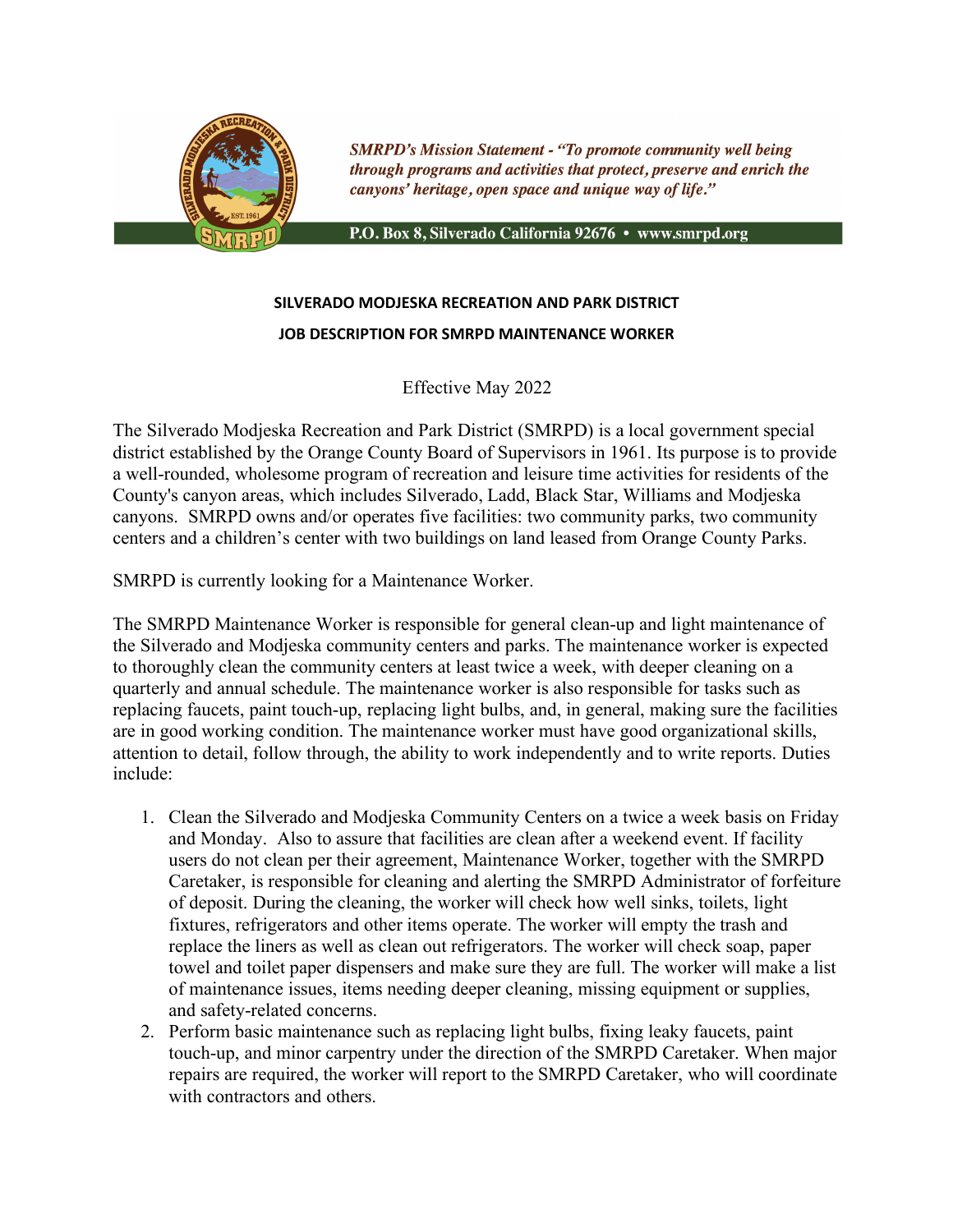*SMRPD's Mission Statement - "To promote community well being through programs and activities that protect, preserve and enrich the canyons' heritage, open space and unique way of life."*

**P.O. Box 8, Silverado California 92676 • www.smrpd.org**

## SILVERADO MODJESKA RECREATION AND PARK DISTRICT

## JOB DESCRIPTION FOR SMRPD MAINTENANCE WORKER

Effective May 2022

The Silverado Modjeska Recreation and Park District (SMRPD) is a local government special district established by the Orange County Board of Supervisors in 1961. Its purpose is to provide a well-rounded, wholesome program of recreation and leisure time activities for residents of the County's canyon areas, which includes Silverado, Ladd, Black Star, Williams and Modjeska canyons. SMRPD owns and/or operates five facilities: two community parks, two community centers and a children's center with two buildings on land leased from Orange County Parks.

SMRPD is currently looking for a Maintenance Worker.

The SMRPD Maintenance Worker is responsible for general clean-up and light maintenance of the Silverado and Modjeska community centers and parks. The maintenance worker is expected to thoroughly clean the community centers at least twice a week, with deeper cleaning on a quarterly and annual schedule. The maintenance worker is also responsible for tasks such as replacing faucets, paint touch-up, replacing light bulbs, and, in general, making sure the facilities are in good working condition. The maintenance worker must have good organizational skills, attention to detail, follow through, the ability to work independently and to write reports. Duties include:

1. Clean the Silverado and Modjeska Community Centers on a twice a week basis on Friday and Monday. Also to assure that facilities are clean after a weekend event. If facility users do not clean per their agreement, Maintenance Worker, together with the SMRPD Caretaker, is responsible for cleaning and alerting the SMRPD Administrator of forfeiture of deposit. During the cleaning, the worker will check how well sinks, toilets, light fixtures, refrigerators and other items operate. The worker will empty the trash and replace the liners as well as clean out refrigerators. The worker will check soap, paper towel and toilet paper dispensers and make sure they are full. The worker will make a list of maintenance issues, items needing deeper cleaning, missing equipment or supplies, and safety-related concerns.
2. Perform basic maintenance such as replacing light bulbs, fixing leaky faucets, paint touch-up, and minor carpentry under the direction of the SMRPD Caretaker. When major repairs are required, the worker will report to the SMRPD Caretaker, who will coordinate with contractors and others.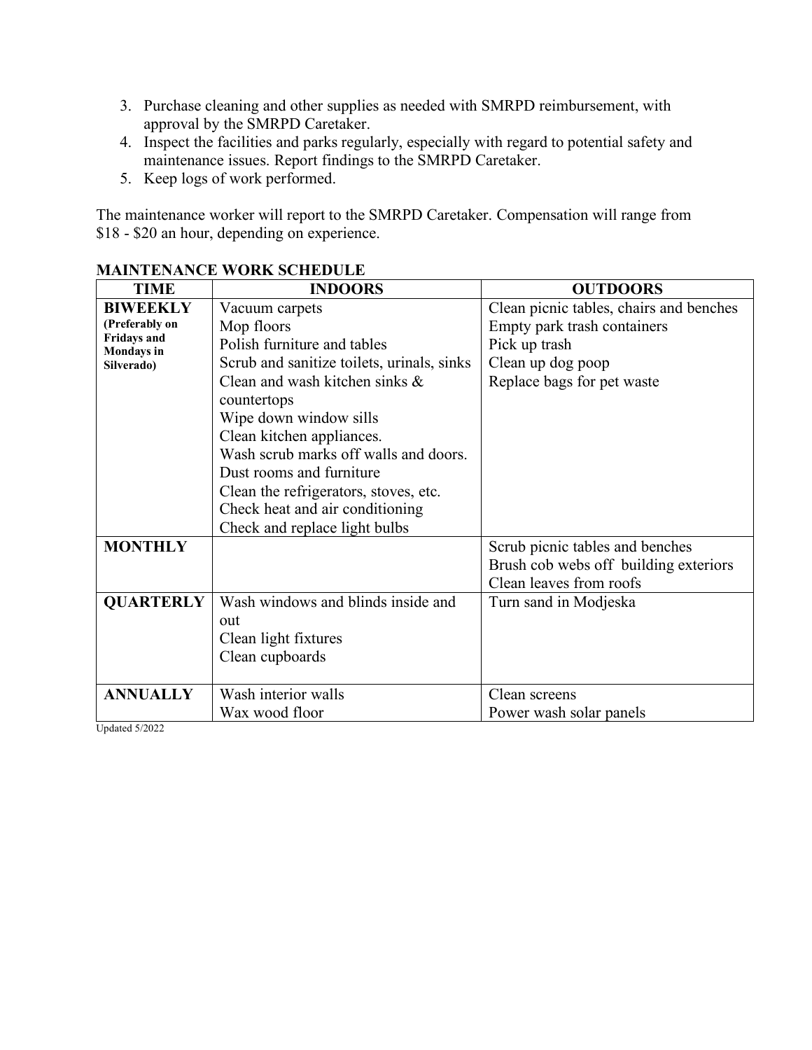3. Purchase cleaning and other supplies as needed with SMRPD reimbursement, with approval by the SMRPD Caretaker.
4. Inspect the facilities and parks regularly, especially with regard to potential safety and maintenance issues. Report findings to the SMRPD Caretaker.
5. Keep logs of work performed.

The maintenance worker will report to the SMRPD Caretaker. Compensation will range from $18 - $20 an hour, depending on experience.

**MAINTENANCE WORK SCHEDULE**

| TIME | INDOORS | OUTDOORS |
|---|---|---|
| **BIWEEKLY** **(Preferably on Fridays and Mondays in Silverado)** | Vacuum carpets<br>Mop floors<br>Polish furniture and tables<br>Scrub and sanitize toilets, urinals, sinks<br>Clean and wash kitchen sinks & countertops<br>Wipe down window sills<br>Clean kitchen appliances.<br>Wash scrub marks off walls and doors.<br>Dust rooms and furniture<br>Clean the refrigerators, stoves, etc.<br>Check heat and air conditioning<br>Check and replace light bulbs | Clean picnic tables, chairs and benches<br>Empty park trash containers<br>Pick up trash<br>Clean up dog poop<br>Replace bags for pet waste |
| **MONTHLY** | | Scrub picnic tables and benches<br>Brush cob webs off building exteriors<br>Clean leaves from roofs |
| **QUARTERLY** | Wash windows and blinds inside and out<br>Clean light fixtures<br>Clean cupboards | Turn sand in Modjeska |
| **ANNUALLY** | Wash interior walls<br>Wax wood floor | Clean screens<br>Power wash solar panels |

Updated 5/2022